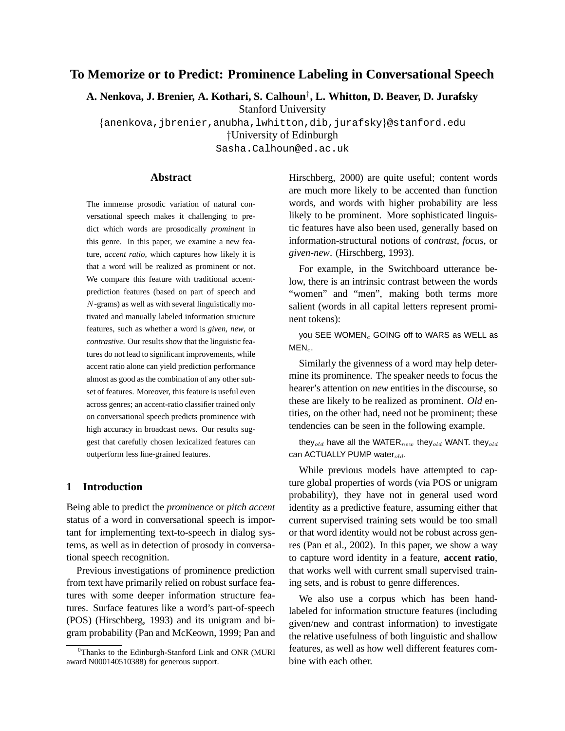# To Memorize or to Predict: Prominence Labeling in Conversational Speech

**A. Nenkova, J. Brenier, A. Kothari, S. Calhoun[†], L. Whitton, D. Beaver, D. Jurafsky**

Stanford University

{anenkova,jbrenier,anubha,lwhitton,dib,jurafsky}@stanford.edu

†University of Edinburgh

Sasha.Calhoun@ed.ac.uk

## Abstract

The immense prosodic variation of natural conversational speech makes it challenging to predict which words are prosodically *prominent* in this genre. In this paper, we examine a new feature, *accent ratio*, which captures how likely it is that a word will be realized as prominent or not. We compare this feature with traditional accent-prediction features (based on part of speech and $N$-grams) as well as with several linguistically motivated and manually labeled information structure features, such as whether a word is *given*, *new*, or *contrastive*. Our results show that the linguistic features do not lead to significant improvements, while accent ratio alone can yield prediction performance almost as good as the combination of any other subset of features. Moreover, this feature is useful even across genres; an accent-ratio classifier trained only on conversational speech predicts prominence with high accuracy in broadcast news. Our results suggest that carefully chosen lexicalized features can outperform less fine-grained features.

## 1 Introduction

Being able to predict the *prominence* or *pitch accent* status of a word in conversational speech is important for implementing text-to-speech in dialog systems, as well as in detection of prosody in conversational speech recognition.

Previous investigations of prominence prediction from text have primarily relied on robust surface features with some deeper information structure features. Surface features like a word's part-of-speech (POS) (Hirschberg, 1993) and its unigram and bigram probability (Pan and McKeown, 1999; Pan and Hirschberg, 2000) are quite useful; content words are much more likely to be accented than function words, and words with higher probability are less likely to be prominent. More sophisticated linguistic features have also been used, generally based on information-structural notions of *contrast*, *focus*, or *given-new*. (Hirschberg, 1993).

For example, in the Switchboard utterance below, there is an intrinsic contrast between the words "women" and "men", making both terms more salient (words in all capital letters represent prominent tokens):

you SEE WOMEN$_c$ GOING off to WARS as WELL as MEN$_c$.

Similarly the givenness of a word may help determine its prominence. The speaker needs to focus the hearer's attention on *new* entities in the discourse, so these are likely to be realized as prominent. *Old* entities, on the other had, need not be prominent; these tendencies can be seen in the following example.

they$_{old}$ have all the WATER$_{new}$ they$_{old}$ WANT. they$_{old}$ can ACTUALLY PUMP water$_{old}$.

While previous models have attempted to capture global properties of words (via POS or unigram probability), they have not in general used word identity as a predictive feature, assuming either that current supervised training sets would be too small or that word identity would not be robust across genres (Pan et al., 2002). In this paper, we show a way to capture word identity in a feature, **accent ratio**, that works well with current small supervised training sets, and is robust to genre differences.

We also use a corpus which has been hand-labeled for information structure features (including given/new and contrast information) to investigate the relative usefulness of both linguistic and shallow features, as well as how well different features combine with each other.

[0] Thanks to the Edinburgh-Stanford Link and ONR (MURI award N000140510388) for generous support.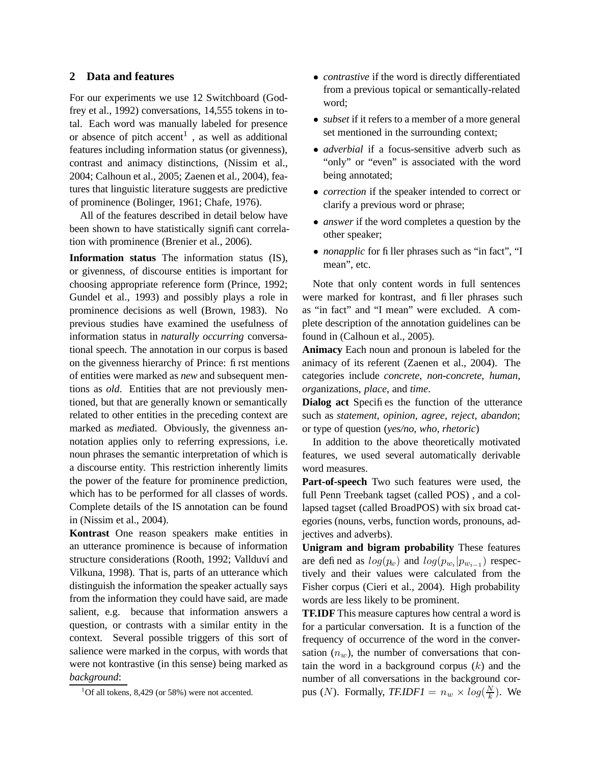## 2 Data and features

For our experiments we use 12 Switchboard (Godfrey et al., 1992) conversations, 14,555 tokens in total. Each word was manually labeled for presence or absence of pitch accent[1], as well as additional features including information status (or givenness), contrast and animacy distinctions, (Nissim et al., 2004; Calhoun et al., 2005; Zaenen et al., 2004), features that linguistic literature suggests are predictive of prominence (Bolinger, 1961; Chafe, 1976).

All of the features described in detail below have been shown to have statistically significant correlation with prominence (Brenier et al., 2006).

**Information status** The information status (IS), or givenness, of discourse entities is important for choosing appropriate reference form (Prince, 1992; Gundel et al., 1993) and possibly plays a role in prominence decisions as well (Brown, 1983). No previous studies have examined the usefulness of information status in *naturally occurring* conversational speech. The annotation in our corpus is based on the givenness hierarchy of Prince: first mentions of entities were marked as *new* and subsequent mentions as *old*. Entities that are not previously mentioned, but that are generally known or semantically related to other entities in the preceding context are marked as *med*iated. Obviously, the givenness annotation applies only to referring expressions, i.e. noun phrases the semantic interpretation of which is a discourse entity. This restriction inherently limits the power of the feature for prominence prediction, which has to be performed for all classes of words. Complete details of the IS annotation can be found in (Nissim et al., 2004).

**Kontrast** One reason speakers make entities in an utterance prominence is because of information structure considerations (Rooth, 1992; Vallduví and Vilkuna, 1998). That is, parts of an utterance which distinguish the information the speaker actually says from the information they could have said, are made salient, e.g. because that information answers a question, or contrasts with a similar entity in the context. Several possible triggers of this sort of salience were marked in the corpus, with words that were not kontrastive (in this sense) being marked as *background*:

[1]Of all tokens, 8,429 (or 58%) were not accented.

- *contrastive* if the word is directly differentiated from a previous topical or semantically-related word;
- *subset* if it refers to a member of a more general set mentioned in the surrounding context;
- *adverbial* if a focus-sensitive adverb such as "only" or "even" is associated with the word being annotated;
- *correction* if the speaker intended to correct or clarify a previous word or phrase;
- *answer* if the word completes a question by the other speaker;
- *nonapplic* for filler phrases such as "in fact", "I mean", etc.

Note that only content words in full sentences were marked for kontrast, and filler phrases such as "in fact" and "I mean" were excluded. A complete description of the annotation guidelines can be found in (Calhoun et al., 2005).

**Animacy** Each noun and pronoun is labeled for the animacy of its referent (Zaenen et al., 2004). The categories include *concrete*, *non-concrete, human*, *org*anizations, *place*, and *time*.

**Dialog act** Specifies the function of the utterance such as *statement*, *opinion*, *agree*, *reject*, *abandon*; or type of question (*yes/no, who, rhetoric*)

In addition to the above theoretically motivated features, we used several automatically derivable word measures.

**Part-of-speech** Two such features were used, the full Penn Treebank tagset (called POS) , and a collapsed tagset (called BroadPOS) with six broad categories (nouns, verbs, function words, pronouns, adjectives and adverbs).

**Unigram and bigram probability** These features are defined as $log(p_w)$ and $log(p_{w_i}|p_{w_{i-1}})$ respectively and their values were calculated from the Fisher corpus (Cieri et al., 2004). High probability words are less likely to be prominent.

**TF.IDF** This measure captures how central a word is for a particular conversation. It is a function of the frequency of occurrence of the word in the conversation ($n_w$), the number of conversations that contain the word in a background corpus ($k$) and the number of all conversations in the background corpus ($N$). Formally, *TF.IDF1* $= n_w \times log(\frac{N}{k})$. We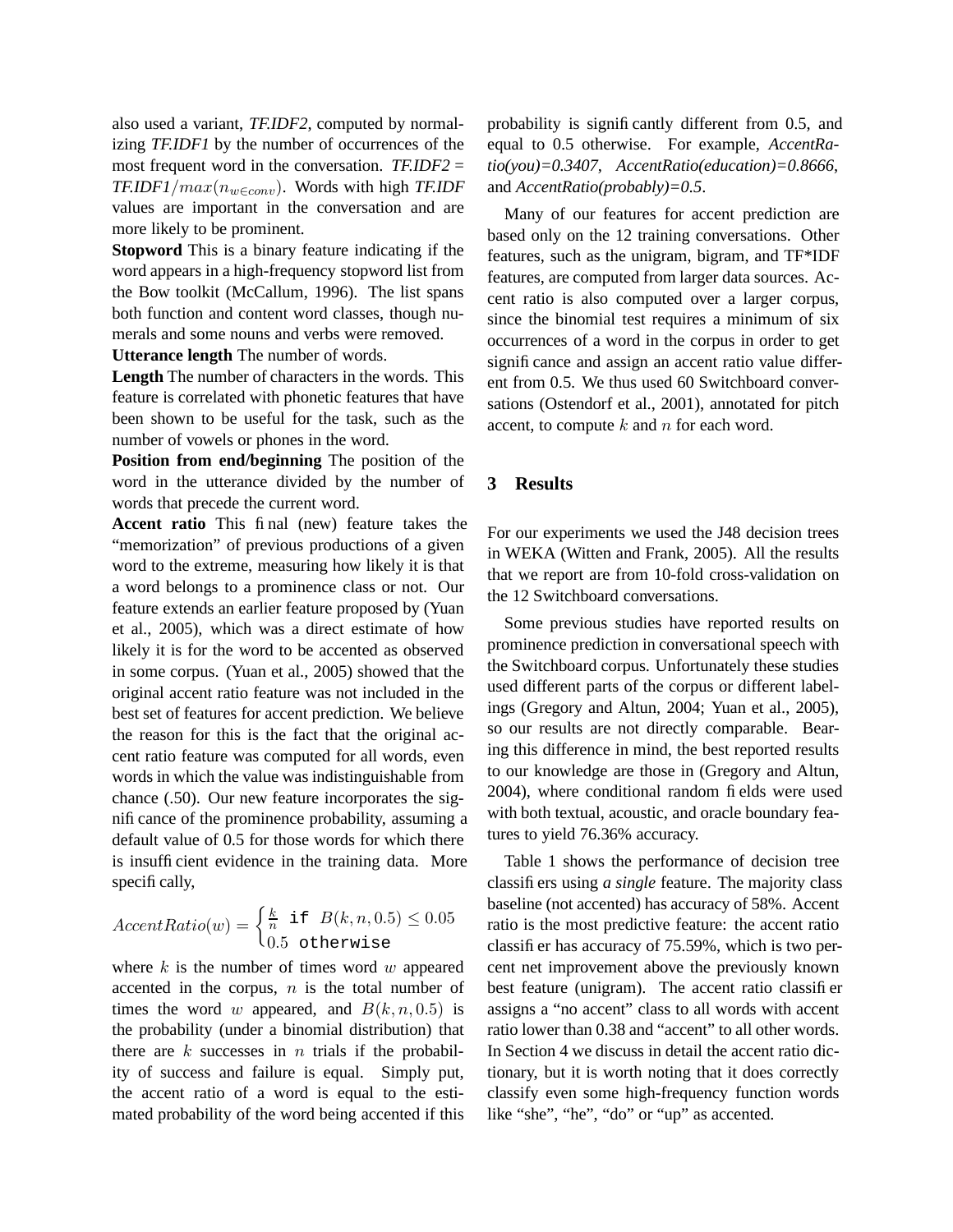also used a variant, *TF.IDF2*, computed by normalizing *TF.IDF1* by the number of occurrences of the most frequent word in the conversation. *TF.IDF2* = *TF.IDF1*$/max(n_{w \in conv})$. Words with high *TF.IDF* values are important in the conversation and are more likely to be prominent.

**Stopword** This is a binary feature indicating if the word appears in a high-frequency stopword list from the Bow toolkit (McCallum, 1996). The list spans both function and content word classes, though numerals and some nouns and verbs were removed.

**Utterance length** The number of words.

**Length** The number of characters in the words. This feature is correlated with phonetic features that have been shown to be useful for the task, such as the number of vowels or phones in the word.

**Position from end/beginning** The position of the word in the utterance divided by the number of words that precede the current word.

**Accent ratio** This final (new) feature takes the "memorization" of previous productions of a given word to the extreme, measuring how likely it is that a word belongs to a prominence class or not. Our feature extends an earlier feature proposed by (Yuan et al., 2005), which was a direct estimate of how likely it is for the word to be accented as observed in some corpus. (Yuan et al., 2005) showed that the original accent ratio feature was not included in the best set of features for accent prediction. We believe the reason for this is the fact that the original accent ratio feature was computed for all words, even words in which the value was indistinguishable from chance (.50). Our new feature incorporates the significance of the prominence probability, assuming a default value of 0.5 for those words for which there is insufficient evidence in the training data. More specifically,

$$AccentRatio(w) = \begin{cases} \frac{k}{n} & \texttt{if } B(k, n, 0.5) \leq 0.05 \\ 0.5 & \texttt{otherwise} \end{cases}$$

where $k$ is the number of times word $w$ appeared accented in the corpus, $n$ is the total number of times the word $w$ appeared, and $B(k, n, 0.5)$ is the probability (under a binomial distribution) that there are $k$ successes in $n$ trials if the probability of success and failure is equal. Simply put, the accent ratio of a word is equal to the estimated probability of the word being accented if this probability is significantly different from 0.5, and equal to 0.5 otherwise. For example, *AccentRatio(you)=0.3407*, *AccentRatio(education)=0.8666*, and *AccentRatio(probably)=0.5*.

Many of our features for accent prediction are based only on the 12 training conversations. Other features, such as the unigram, bigram, and TF*IDF features, are computed from larger data sources. Accent ratio is also computed over a larger corpus, since the binomial test requires a minimum of six occurrences of a word in the corpus in order to get significance and assign an accent ratio value different from 0.5. We thus used 60 Switchboard conversations (Ostendorf et al., 2001), annotated for pitch accent, to compute $k$ and $n$ for each word.

## 3 Results

For our experiments we used the J48 decision trees in WEKA (Witten and Frank, 2005). All the results that we report are from 10-fold cross-validation on the 12 Switchboard conversations.

Some previous studies have reported results on prominence prediction in conversational speech with the Switchboard corpus. Unfortunately these studies used different parts of the corpus or different labelings (Gregory and Altun, 2004; Yuan et al., 2005), so our results are not directly comparable. Bearing this difference in mind, the best reported results to our knowledge are those in (Gregory and Altun, 2004), where conditional random fields were used with both textual, acoustic, and oracle boundary features to yield 76.36% accuracy.

Table 1 shows the performance of decision tree classifiers using *a single* feature. The majority class baseline (not accented) has accuracy of 58%. Accent ratio is the most predictive feature: the accent ratio classifier has accuracy of 75.59%, which is two percent net improvement above the previously known best feature (unigram). The accent ratio classifier assigns a "no accent" class to all words with accent ratio lower than 0.38 and "accent" to all other words. In Section 4 we discuss in detail the accent ratio dictionary, but it is worth noting that it does correctly classify even some high-frequency function words like "she", "he", "do" or "up" as accented.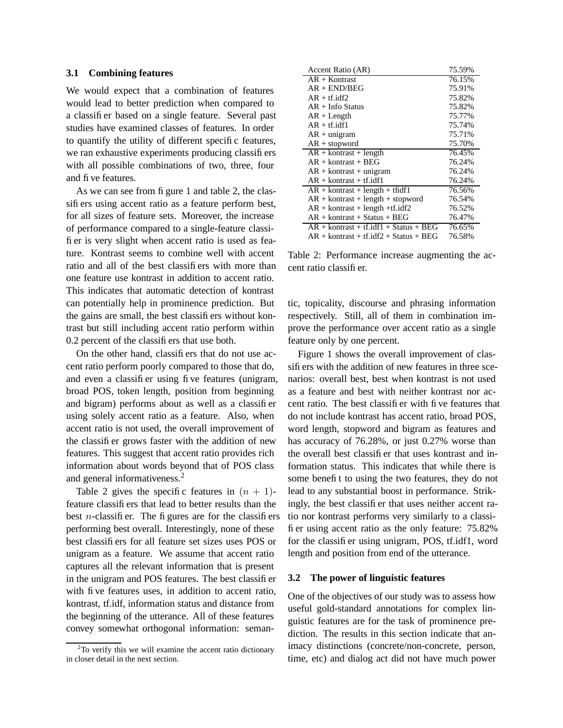### 3.1 Combining features

We would expect that a combination of features would lead to better prediction when compared to a classifier based on a single feature. Several past studies have examined classes of features. In order to quantify the utility of different specific features, we ran exhaustive experiments producing classifiers with all possible combinations of two, three, four and five features.

As we can see from figure 1 and table 2, the classifiers using accent ratio as a feature perform best, for all sizes of feature sets. Moreover, the increase of performance compared to a single-feature classifier is very slight when accent ratio is used as feature. Kontrast seems to combine well with accent ratio and all of the best classifiers with more than one feature use kontrast in addition to accent ratio. This indicates that automatic detection of kontrast can potentially help in prominence prediction. But the gains are small, the best classifiers without kontrast but still including accent ratio perform within 0.2 percent of the classifiers that use both.

On the other hand, classifiers that do not use accent ratio perform poorly compared to those that do, and even a classifier using five features (unigram, broad POS, token length, position from beginning and bigram) performs about as well as a classifier using solely accent ratio as a feature. Also, when accent ratio is not used, the overall improvement of the classifier grows faster with the addition of new features. This suggest that accent ratio provides rich information about words beyond that of POS class and general informativeness.[2]

Table 2 gives the specific features in $(n+1)$-feature classifiers that lead to better results than the best $n$-classifier. The figures are for the classifiers performing best overall. Interestingly, none of these best classifiers for all feature set sizes uses POS or unigram as a feature. We assume that accent ratio captures all the relevant information that is present in the unigram and POS features. The best classifier with five features uses, in addition to accent ratio, kontrast, tf.idf, information status and distance from the beginning of the utterance. All of these features convey somewhat orthogonal information: semantic, topicality, discourse and phrasing information respectively. Still, all of them in combination improve the performance over accent ratio as a single feature only by one percent.

| Accent Ratio (AR) | 75.59% |
|---|---|
| AR + Kontrast | 76.15% |
| AR + END/BEG | 75.91% |
| AR + tf.idf2 | 75.82% |
| AR + Info Status | 75.82% |
| AR + Length | 75.77% |
| AR + tf.idf1 | 75.74% |
| AR + unigram | 75.71% |
| AR + stopword | 75.70% |
| AR + kontrast + length | 76.45% |
| AR + kontrast + BEG | 76.24% |
| AR + kontrast + unigram | 76.24% |
| AR + kontrast + tf.idf1 | 76.24% |
| AR + kontrast + length + tfidf1 | 76.56% |
| AR + kontrast + length + stopword | 76.54% |
| AR + kontrast + length +tf.idf2 | 76.52% |
| AR + kontrast + Status + BEG | 76.47% |
| AR + kontrast + tf.idf1 + Status + BEG | 76.65% |
| AR + kontrast + tf.idf2 + Status + BEG | 76.58% |

Table 2: Performance increase augmenting the accent ratio classifier.

Figure 1 shows the overall improvement of classifiers with the addition of new features in three scenarios: overall best, best when kontrast is not used as a feature and best with neither kontrast nor accent ratio. The best classifier with five features that do not include kontrast has accent ratio, broad POS, word length, stopword and bigram as features and has accuracy of 76.28%, or just 0.27% worse than the overall best classifier that uses kontrast and information status. This indicates that while there is some benefit to using the two features, they do not lead to any substantial boost in performance. Strikingly, the best classifier that uses neither accent ratio nor kontrast performs very similarly to a classifier using accent ratio as the only feature: 75.82% for the classifier using unigram, POS, tf.idf1, word length and position from end of the utterance.

### 3.2 The power of linguistic features

One of the objectives of our study was to assess how useful gold-standard annotations for complex linguistic features are for the task of prominence prediction. The results in this section indicate that animacy distinctions (concrete/non-concrete, person, time, etc) and dialog act did not have much power

[2] To verify this we will examine the accent ratio dictionary in closer detail in the next section.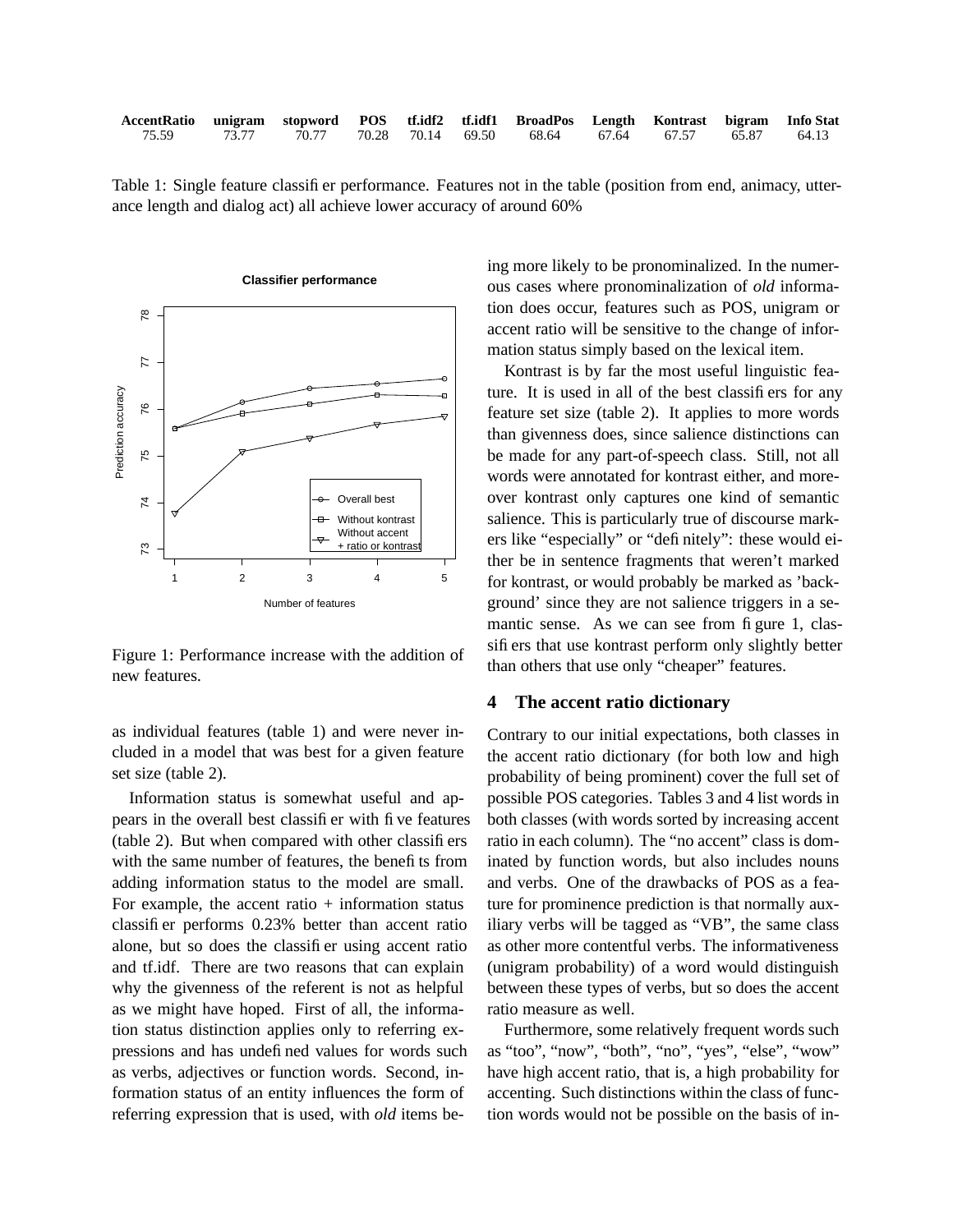| AccentRatio | unigram | stopword | POS | tf.idf2 | tf.idf1 | BroadPos | Length | Kontrast | bigram | Info Stat |
|---|---|---|---|---|---|---|---|---|---|---|
| 75.59 | 73.77 | 70.77 | 70.28 | 70.14 | 69.50 | 68.64 | 67.64 | 67.57 | 65.87 | 64.13 |

Table 1: Single feature classifier performance. Features not in the table (position from end, animacy, utterance length and dialog act) all achieve lower accuracy of around 60%

Figure 1: Performance increase with the addition of new features.

as individual features (table 1) and were never included in a model that was best for a given feature set size (table 2).

Information status is somewhat useful and appears in the overall best classifier with five features (table 2). But when compared with other classifiers with the same number of features, the benefits from adding information status to the model are small. For example, the accent ratio + information status classifier performs 0.23% better than accent ratio alone, but so does the classifier using accent ratio and tf.idf. There are two reasons that can explain why the givenness of the referent is not as helpful as we might have hoped. First of all, the information status distinction applies only to referring expressions and has undefined values for words such as verbs, adjectives or function words. Second, information status of an entity influences the form of referring expression that is used, with *old* items being more likely to be pronominalized. In the numerous cases where pronominalization of *old* information does occur, features such as POS, unigram or accent ratio will be sensitive to the change of information status simply based on the lexical item.

Kontrast is by far the most useful linguistic feature. It is used in all of the best classifiers for any feature set size (table 2). It applies to more words than givenness does, since salience distinctions can be made for any part-of-speech class. Still, not all words were annotated for kontrast either, and moreover kontrast only captures one kind of semantic salience. This is particularly true of discourse markers like "especially" or "definitely": these would either be in sentence fragments that weren't marked for kontrast, or would probably be marked as 'background' since they are not salience triggers in a semantic sense. As we can see from figure 1, classifiers that use kontrast perform only slightly better than others that use only "cheaper" features.

## 4 The accent ratio dictionary

Contrary to our initial expectations, both classes in the accent ratio dictionary (for both low and high probability of being prominent) cover the full set of possible POS categories. Tables 3 and 4 list words in both classes (with words sorted by increasing accent ratio in each column). The "no accent" class is dominated by function words, but also includes nouns and verbs. One of the drawbacks of POS as a feature for prominence prediction is that normally auxiliary verbs will be tagged as "VB", the same class as other more contentful verbs. The informativeness (unigram probability) of a word would distinguish between these types of verbs, but so does the accent ratio measure as well.

Furthermore, some relatively frequent words such as "too", "now", "both", "no", "yes", "else", "wow" have high accent ratio, that is, a high probability for accenting. Such distinctions within the class of function words would not be possible on the basis of in-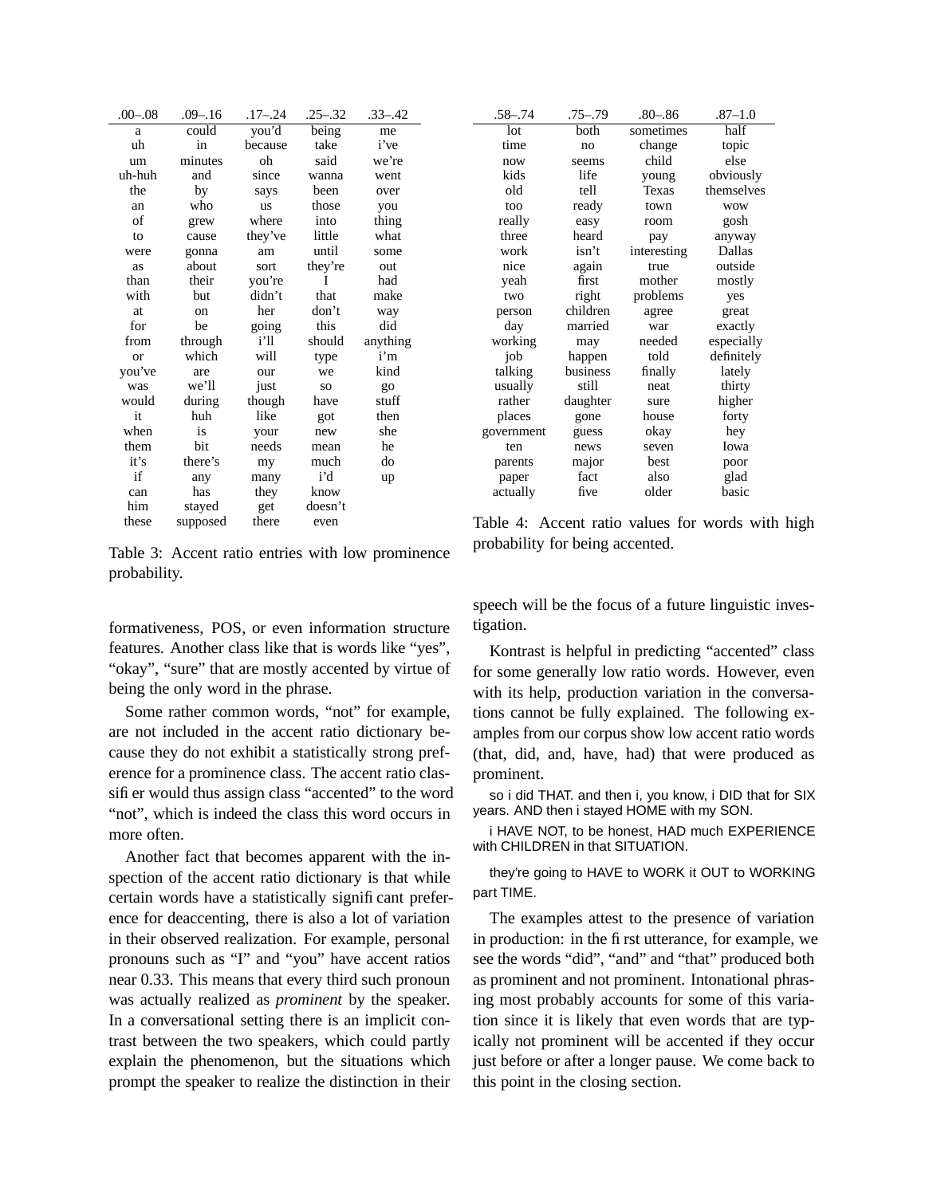| .00–.08 | .09–.16 | .17–.24 | .25–.32 | .33–.42 |
|---|---|---|---|---|
| a | could | you'd | being | me |
| uh | in | because | take | i've |
| um | minutes | oh | said | we're |
| uh-huh | and | since | wanna | went |
| the | by | says | been | over |
| an | who | us | those | you |
| of | grew | where | into | thing |
| to | cause | they've | little | what |
| were | gonna | am | until | some |
| as | about | sort | they're | out |
| than | their | you're | I | had |
| with | but | didn't | that | make |
| at | on | her | don't | way |
| for | be | going | this | did |
| from | through | i'll | should | anything |
| or | which | will | type | i'm |
| you've | are | our | we | kind |
| was | we'll | just | so | go |
| would | during | though | have | stuff |
| it | huh | like | got | then |
| when | is | your | new | she |
| them | bit | needs | mean | he |
| it's | there's | my | much | do |
| if | any | many | i'd | up |
| can | has | they | know | |
| him | stayed | get | doesn't | |
| these | supposed | there | even | |

Table 3: Accent ratio entries with low prominence probability.

| .58–.74 | .75–.79 | .80–.86 | .87–1.0 |
|---|---|---|---|
| lot | both | sometimes | half |
| time | no | change | topic |
| now | seems | child | else |
| kids | life | young | obviously |
| old | tell | Texas | themselves |
| too | ready | town | wow |
| really | easy | room | gosh |
| three | heard | pay | anyway |
| work | isn't | interesting | Dallas |
| nice | again | true | outside |
| yeah | first | mother | mostly |
| two | right | problems | yes |
| person | children | agree | great |
| day | married | war | exactly |
| working | may | needed | especially |
| job | happen | told | definitely |
| talking | business | finally | lately |
| usually | still | neat | thirty |
| rather | daughter | sure | higher |
| places | gone | house | forty |
| government | guess | okay | hey |
| ten | news | seven | Iowa |
| parents | major | best | poor |
| paper | fact | also | glad |
| actually | five | older | basic |

Table 4: Accent ratio values for words with high probability for being accented.

formativeness, POS, or even information structure features. Another class like that is words like "yes", "okay", "sure" that are mostly accented by virtue of being the only word in the phrase.

Some rather common words, "not" for example, are not included in the accent ratio dictionary because they do not exhibit a statistically strong preference for a prominence class. The accent ratio classifier would thus assign class "accented" to the word "not", which is indeed the class this word occurs in more often.

Another fact that becomes apparent with the inspection of the accent ratio dictionary is that while certain words have a statistically significant preference for deaccenting, there is also a lot of variation in their observed realization. For example, personal pronouns such as "I" and "you" have accent ratios near 0.33. This means that every third such pronoun was actually realized as *prominent* by the speaker. In a conversational setting there is an implicit contrast between the two speakers, which could partly explain the phenomenon, but the situations which prompt the speaker to realize the distinction in their speech will be the focus of a future linguistic investigation.

Kontrast is helpful in predicting "accented" class for some generally low ratio words. However, even with its help, production variation in the conversations cannot be fully explained. The following examples from our corpus show low accent ratio words (that, did, and, have, had) that were produced as prominent.

so i did THAT. and then i, you know, i DID that for SIX years. AND then i stayed HOME with my SON.

i HAVE NOT, to be honest, HAD much EXPERIENCE with CHILDREN in that SITUATION.

they're going to HAVE to WORK it OUT to WORKING part TIME.

The examples attest to the presence of variation in production: in the first utterance, for example, we see the words "did", "and" and "that" produced both as prominent and not prominent. Intonational phrasing most probably accounts for some of this variation since it is likely that even words that are typically not prominent will be accented if they occur just before or after a longer pause. We come back to this point in the closing section.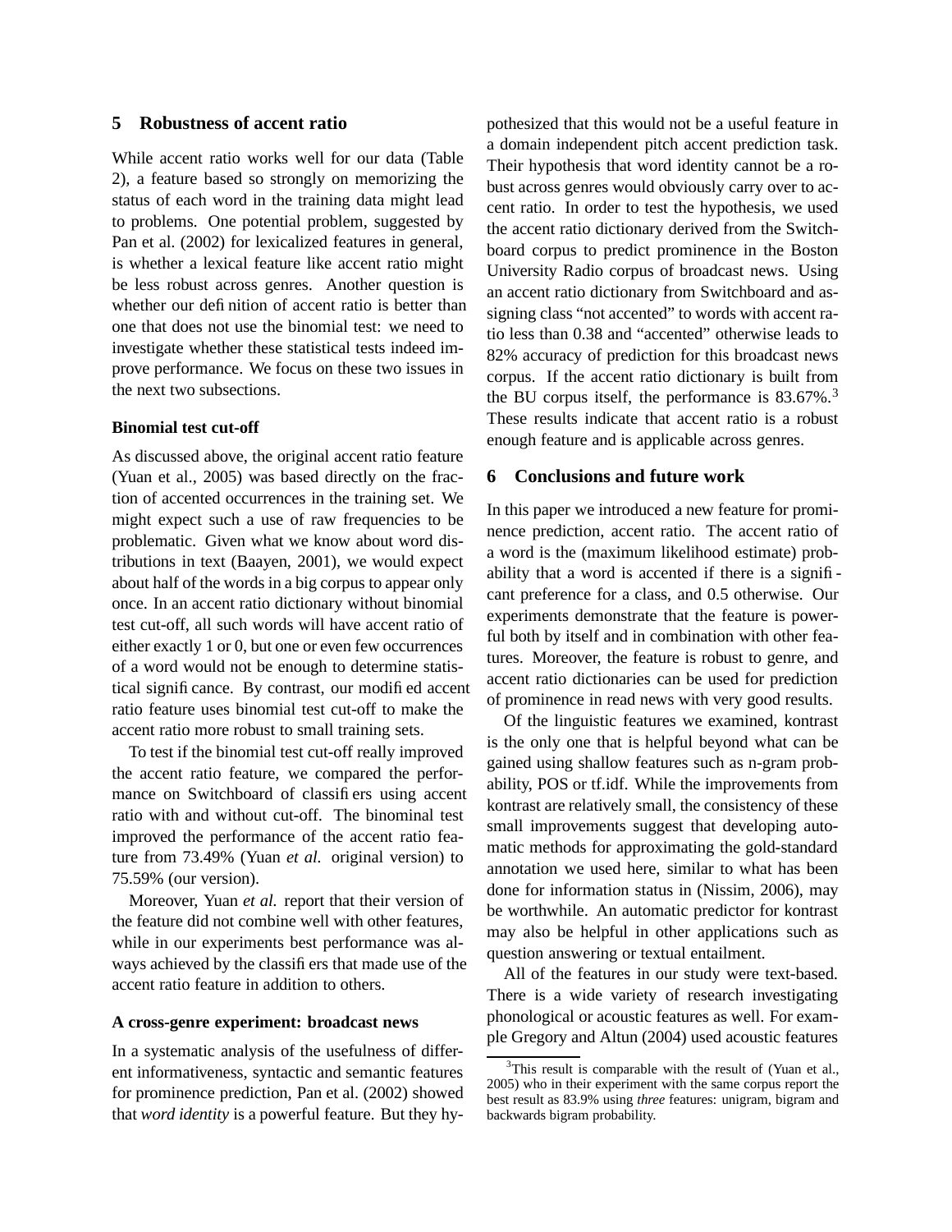## 5 Robustness of accent ratio

While accent ratio works well for our data (Table 2), a feature based so strongly on memorizing the status of each word in the training data might lead to problems. One potential problem, suggested by Pan et al. (2002) for lexicalized features in general, is whether a lexical feature like accent ratio might be less robust across genres. Another question is whether our definition of accent ratio is better than one that does not use the binomial test: we need to investigate whether these statistical tests indeed improve performance. We focus on these two issues in the next two subsections.

### Binomial test cut-off

As discussed above, the original accent ratio feature (Yuan et al., 2005) was based directly on the fraction of accented occurrences in the training set. We might expect such a use of raw frequencies to be problematic. Given what we know about word distributions in text (Baayen, 2001), we would expect about half of the words in a big corpus to appear only once. In an accent ratio dictionary without binomial test cut-off, all such words will have accent ratio of either exactly 1 or 0, but one or even few occurrences of a word would not be enough to determine statistical significance. By contrast, our modified accent ratio feature uses binomial test cut-off to make the accent ratio more robust to small training sets.

To test if the binomial test cut-off really improved the accent ratio feature, we compared the performance on Switchboard of classifiers using accent ratio with and without cut-off. The binominal test improved the performance of the accent ratio feature from 73.49% (Yuan *et al.* original version) to 75.59% (our version).

Moreover, Yuan *et al.* report that their version of the feature did not combine well with other features, while in our experiments best performance was always achieved by the classifiers that made use of the accent ratio feature in addition to others.

### A cross-genre experiment: broadcast news

In a systematic analysis of the usefulness of different informativeness, syntactic and semantic features for prominence prediction, Pan et al. (2002) showed that *word identity* is a powerful feature. But they hypothesized that this would not be a useful feature in a domain independent pitch accent prediction task. Their hypothesis that word identity cannot be a robust across genres would obviously carry over to accent ratio. In order to test the hypothesis, we used the accent ratio dictionary derived from the Switchboard corpus to predict prominence in the Boston University Radio corpus of broadcast news. Using an accent ratio dictionary from Switchboard and assigning class "not accented" to words with accent ratio less than 0.38 and "accented" otherwise leads to 82% accuracy of prediction for this broadcast news corpus. If the accent ratio dictionary is built from the BU corpus itself, the performance is 83.67%.[3] These results indicate that accent ratio is a robust enough feature and is applicable across genres.

## 6 Conclusions and future work

In this paper we introduced a new feature for prominence prediction, accent ratio. The accent ratio of a word is the (maximum likelihood estimate) probability that a word is accented if there is a significant preference for a class, and 0.5 otherwise. Our experiments demonstrate that the feature is powerful both by itself and in combination with other features. Moreover, the feature is robust to genre, and accent ratio dictionaries can be used for prediction of prominence in read news with very good results.

Of the linguistic features we examined, kontrast is the only one that is helpful beyond what can be gained using shallow features such as n-gram probability, POS or tf.idf. While the improvements from kontrast are relatively small, the consistency of these small improvements suggest that developing automatic methods for approximating the gold-standard annotation we used here, similar to what has been done for information status in (Nissim, 2006), may be worthwhile. An automatic predictor for kontrast may also be helpful in other applications such as question answering or textual entailment.

All of the features in our study were text-based. There is a wide variety of research investigating phonological or acoustic features as well. For example Gregory and Altun (2004) used acoustic features

[3] This result is comparable with the result of (Yuan et al., 2005) who in their experiment with the same corpus report the best result as 83.9% using *three* features: unigram, bigram and backwards bigram probability.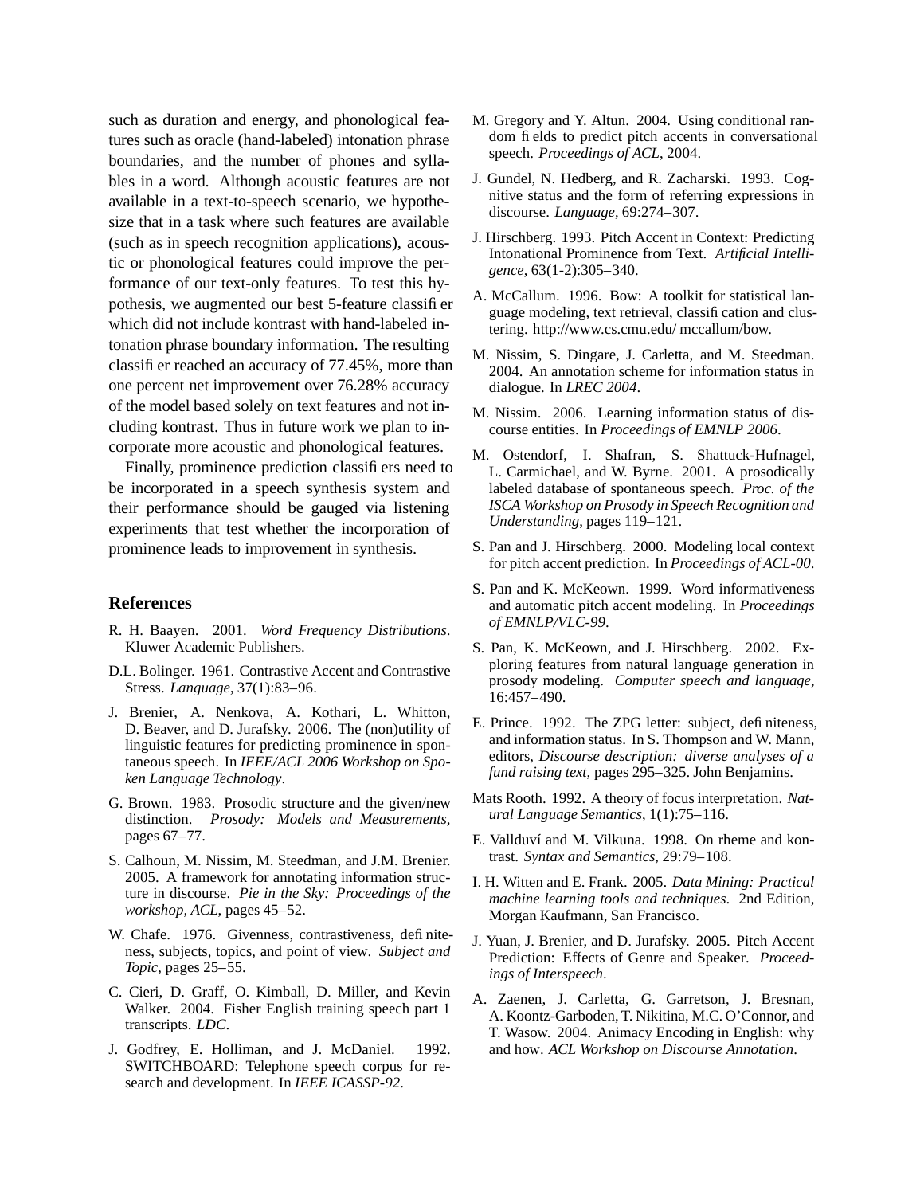such as duration and energy, and phonological features such as oracle (hand-labeled) intonation phrase boundaries, and the number of phones and syllables in a word. Although acoustic features are not available in a text-to-speech scenario, we hypothesize that in a task where such features are available (such as in speech recognition applications), acoustic or phonological features could improve the performance of our text-only features. To test this hypothesis, we augmented our best 5-feature classifier which did not include kontrast with hand-labeled intonation phrase boundary information. The resulting classifier reached an accuracy of 77.45%, more than one percent net improvement over 76.28% accuracy of the model based solely on text features and not including kontrast. Thus in future work we plan to incorporate more acoustic and phonological features.

Finally, prominence prediction classifiers need to be incorporated in a speech synthesis system and their performance should be gauged via listening experiments that test whether the incorporation of prominence leads to improvement in synthesis.

## References

R. H. Baayen. 2001. *Word Frequency Distributions*. Kluwer Academic Publishers.

D.L. Bolinger. 1961. Contrastive Accent and Contrastive Stress. *Language*, 37(1):83–96.

J. Brenier, A. Nenkova, A. Kothari, L. Whitton, D. Beaver, and D. Jurafsky. 2006. The (non)utility of linguistic features for predicting prominence in spontaneous speech. In *IEEE/ACL 2006 Workshop on Spoken Language Technology*.

G. Brown. 1983. Prosodic structure and the given/new distinction. *Prosody: Models and Measurements*, pages 67–77.

S. Calhoun, M. Nissim, M. Steedman, and J.M. Brenier. 2005. A framework for annotating information structure in discourse. *Pie in the Sky: Proceedings of the workshop, ACL*, pages 45–52.

W. Chafe. 1976. Givenness, contrastiveness, definiteness, subjects, topics, and point of view. *Subject and Topic*, pages 25–55.

C. Cieri, D. Graff, O. Kimball, D. Miller, and Kevin Walker. 2004. Fisher English training speech part 1 transcripts. *LDC*.

J. Godfrey, E. Holliman, and J. McDaniel. 1992. SWITCHBOARD: Telephone speech corpus for research and development. In *IEEE ICASSP-92*.

M. Gregory and Y. Altun. 2004. Using conditional random fields to predict pitch accents in conversational speech. *Proceedings of ACL*, 2004.

J. Gundel, N. Hedberg, and R. Zacharski. 1993. Cognitive status and the form of referring expressions in discourse. *Language*, 69:274–307.

J. Hirschberg. 1993. Pitch Accent in Context: Predicting Intonational Prominence from Text. *Artificial Intelligence*, 63(1-2):305–340.

A. McCallum. 1996. Bow: A toolkit for statistical language modeling, text retrieval, classification and clustering. http://www.cs.cmu.edu/ mccallum/bow.

M. Nissim, S. Dingare, J. Carletta, and M. Steedman. 2004. An annotation scheme for information status in dialogue. In *LREC 2004*.

M. Nissim. 2006. Learning information status of discourse entities. In *Proceedings of EMNLP 2006*.

M. Ostendorf, I. Shafran, S. Shattuck-Hufnagel, L. Carmichael, and W. Byrne. 2001. A prosodically labeled database of spontaneous speech. *Proc. of the ISCA Workshop on Prosody in Speech Recognition and Understanding*, pages 119–121.

S. Pan and J. Hirschberg. 2000. Modeling local context for pitch accent prediction. In *Proceedings of ACL-00*.

S. Pan and K. McKeown. 1999. Word informativeness and automatic pitch accent modeling. In *Proceedings of EMNLP/VLC-99*.

S. Pan, K. McKeown, and J. Hirschberg. 2002. Exploring features from natural language generation in prosody modeling. *Computer speech and language*, 16:457–490.

E. Prince. 1992. The ZPG letter: subject, definiteness, and information status. In S. Thompson and W. Mann, editors, *Discourse description: diverse analyses of a fund raising text*, pages 295–325. John Benjamins.

Mats Rooth. 1992. A theory of focus interpretation. *Natural Language Semantics*, 1(1):75–116.

E. Vallduví and M. Vilkuna. 1998. On rheme and kontrast. *Syntax and Semantics*, 29:79–108.

I. H. Witten and E. Frank. 2005. *Data Mining: Practical machine learning tools and techniques*. 2nd Edition, Morgan Kaufmann, San Francisco.

J. Yuan, J. Brenier, and D. Jurafsky. 2005. Pitch Accent Prediction: Effects of Genre and Speaker. *Proceedings of Interspeech*.

A. Zaenen, J. Carletta, G. Garretson, J. Bresnan, A. Koontz-Garboden, T. Nikitina, M.C. O'Connor, and T. Wasow. 2004. Animacy Encoding in English: why and how. *ACL Workshop on Discourse Annotation*.